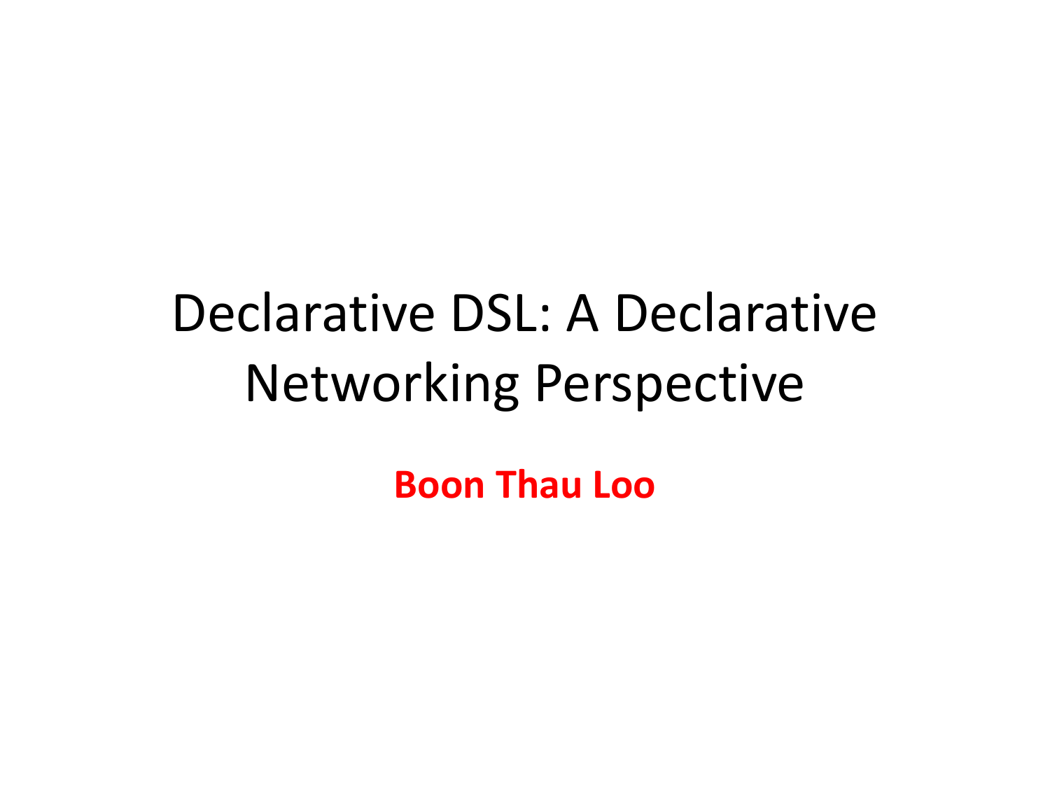# Declarative DSL: A Declarative Networking Perspective

**Boon Thau Loo**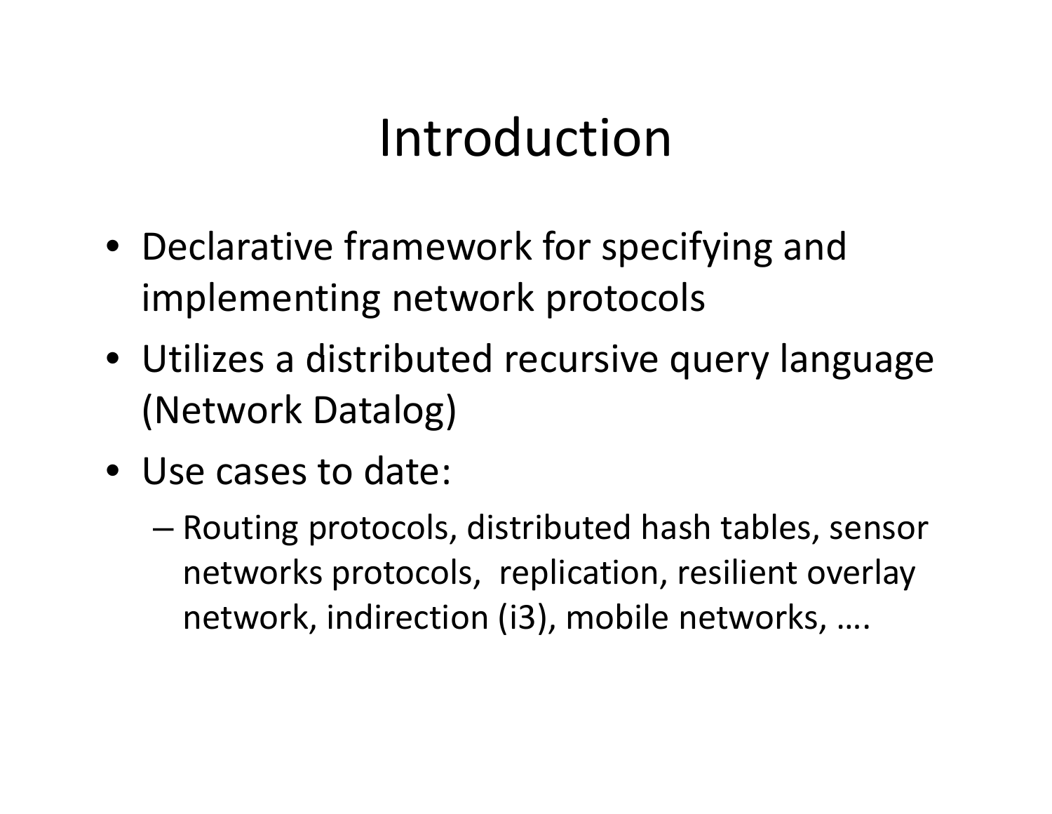# Introduction

- Declarative framework for specifying and implementing network protocols
- Utilizes a distributed recursive query language (Network Datalog)
- Use cases to date:
  - Routing protocols, distributed hash tables, sensor networks protocols, replication, resilient overlay network, indirection (i3), mobile networks, ….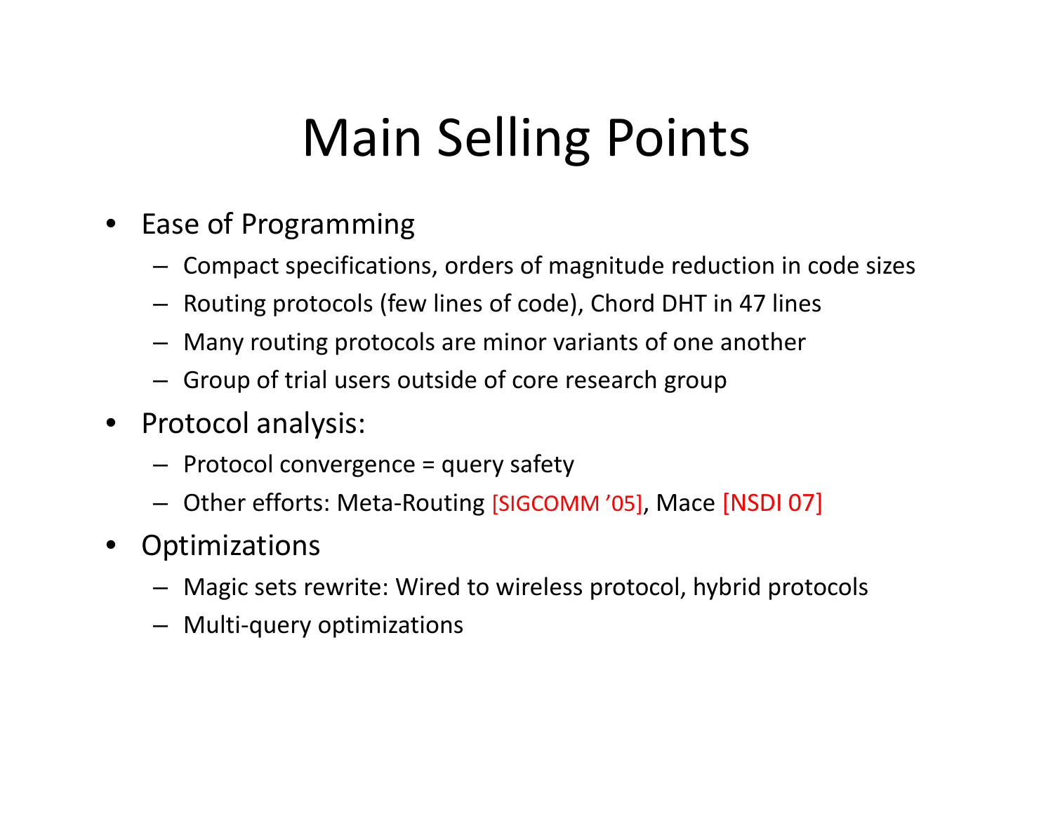# Main Selling Points

- Ease of Programming
  - Compact specifications, orders of magnitude reduction in code sizes
  - Routing protocols (few lines of code), Chord DHT in 47 lines
  - Many routing protocols are minor variants of one another
  - Group of trial users outside of core research group
- Protocol analysis:
  - Protocol convergence = query safety
  - Other efforts: Meta-Routing [SIGCOMM '05], Mace [NSDI 07]
- Optimizations
  - Magic sets rewrite: Wired to wireless protocol, hybrid protocols
  - Multi-query optimizations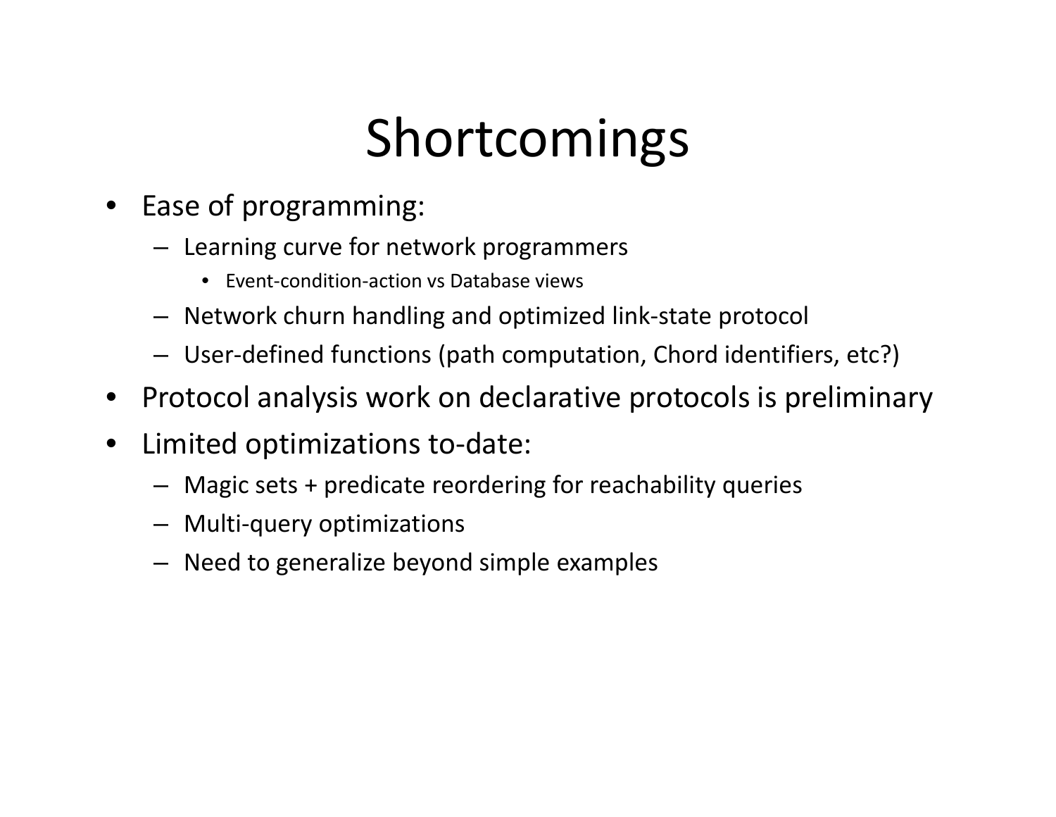# Shortcomings

- Ease of programming:
  - Learning curve for network programmers
    - Event-condition-action vs Database views
  - Network churn handling and optimized link-state protocol
  - User-defined functions (path computation, Chord identifiers, etc?)
- Protocol analysis work on declarative protocols is preliminary
- Limited optimizations to-date:
  - Magic sets + predicate reordering for reachability queries
  - Multi-query optimizations
  - Need to generalize beyond simple examples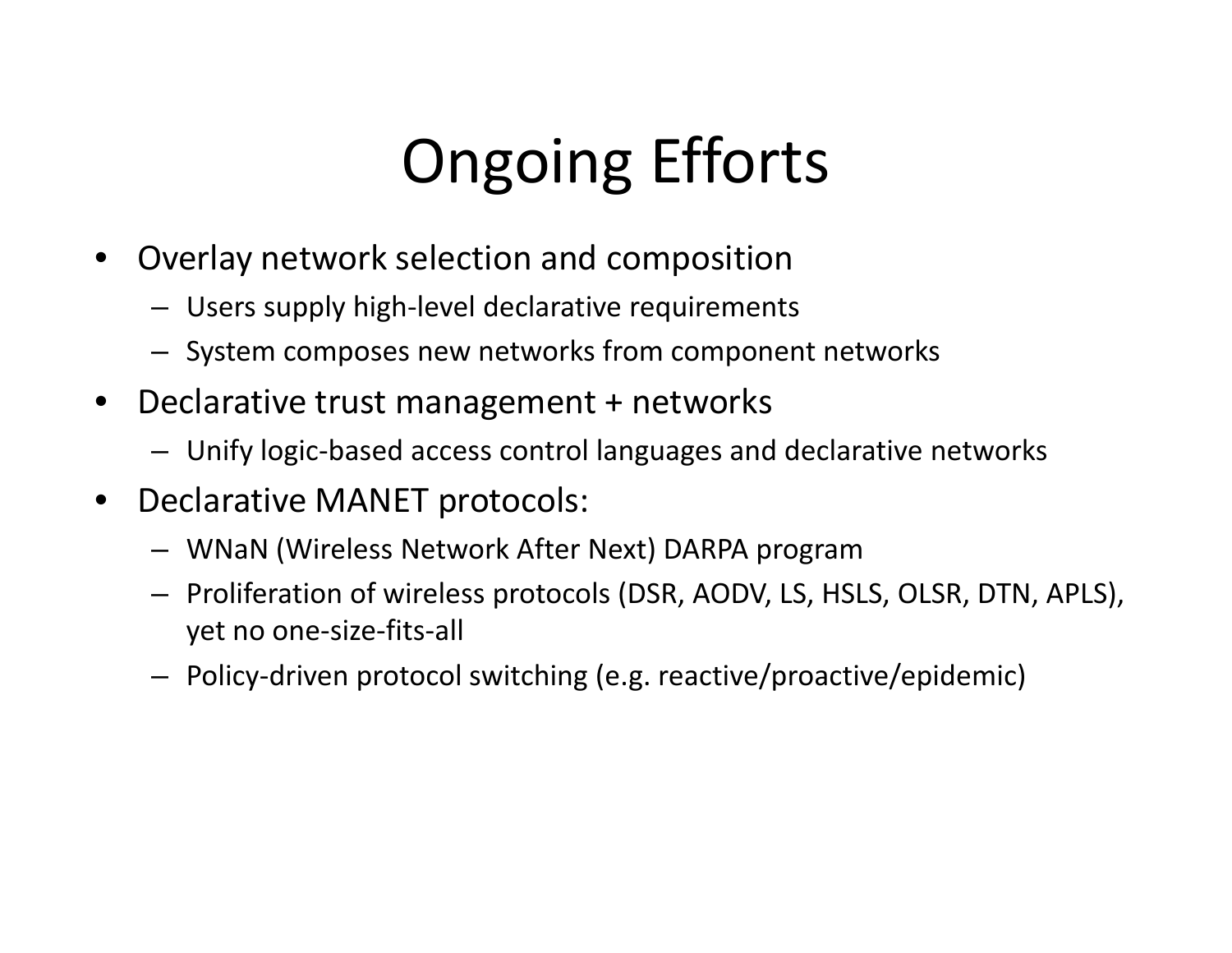# Ongoing Efforts

- Overlay network selection and composition
  - Users supply high-level declarative requirements
  - System composes new networks from component networks
- Declarative trust management + networks
  - Unify logic-based access control languages and declarative networks
- Declarative MANET protocols:
  - WNaN (Wireless Network After Next) DARPA program
  - Proliferation of wireless protocols (DSR, AODV, LS, HSLS, OLSR, DTN, APLS), yet no one-size-fits-all
  - Policy-driven protocol switching (e.g. reactive/proactive/epidemic)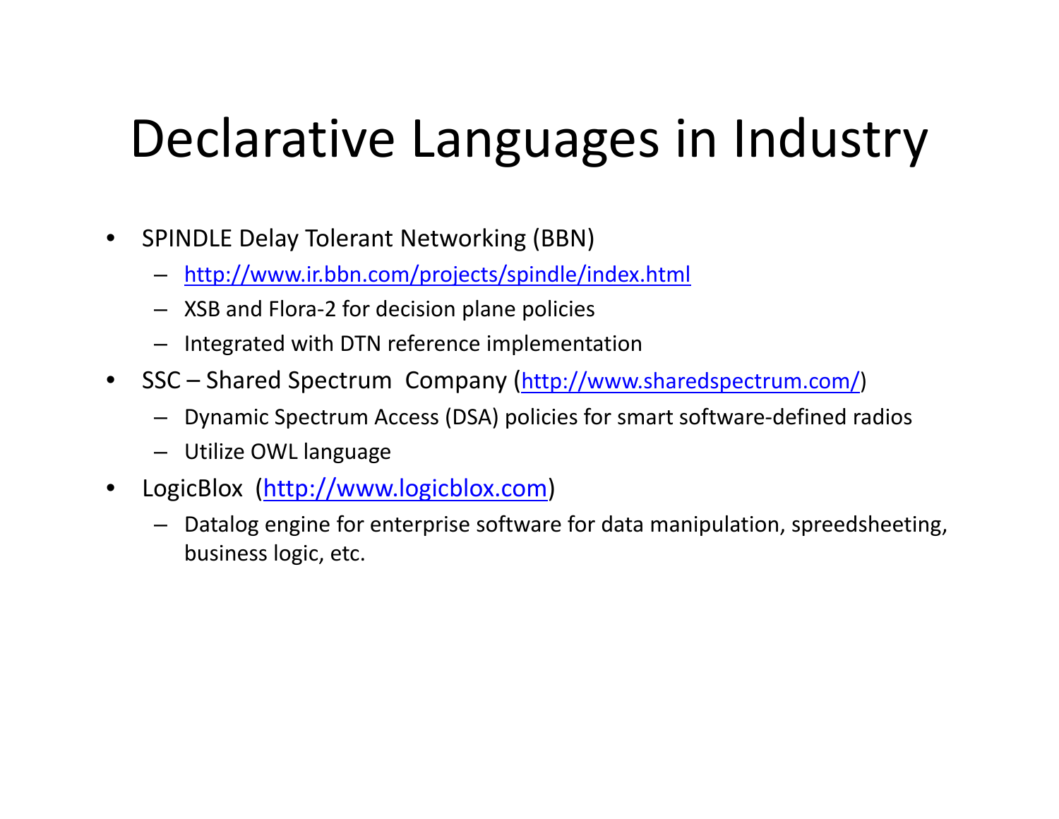# Declarative Languages in Industry

- SPINDLE Delay Tolerant Networking (BBN)
  - http://www.ir.bbn.com/projects/spindle/index.html
  - XSB and Flora-2 for decision plane policies
  - Integrated with DTN reference implementation
- SSC – Shared Spectrum Company (http://www.sharedspectrum.com/)
  - Dynamic Spectrum Access (DSA) policies for smart software-defined radios
  - Utilize OWL language
- LogicBlox (http://www.logicblox.com)
  - Datalog engine for enterprise software for data manipulation, spreedsheeting, business logic, etc.